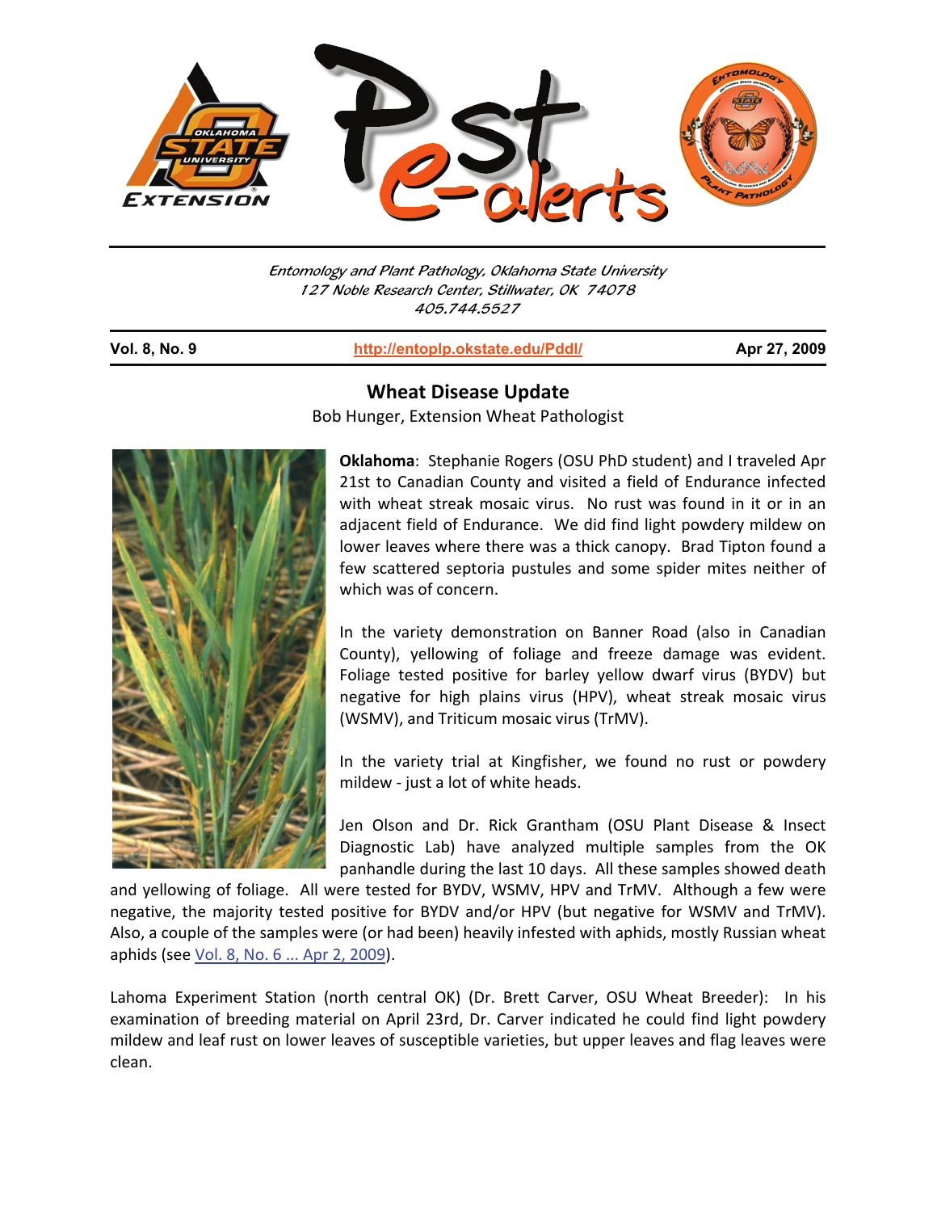Entomology and Plant Pathology, Oklahoma State University
127 Noble Research Center, Stillwater, OK 74078
405.744.5527

**Vol. 8, No. 9** | http://entoplp.okstate.edu/Pddl/ | **Apr 27, 2009**

## Wheat Disease Update

Bob Hunger, Extension Wheat Pathologist

**Oklahoma**: Stephanie Rogers (OSU PhD student) and I traveled Apr 21st to Canadian County and visited a field of Endurance infected with wheat streak mosaic virus. No rust was found in it or in an adjacent field of Endurance. We did find light powdery mildew on lower leaves where there was a thick canopy. Brad Tipton found a few scattered septoria pustules and some spider mites neither of which was of concern.

In the variety demonstration on Banner Road (also in Canadian County), yellowing of foliage and freeze damage was evident. Foliage tested positive for barley yellow dwarf virus (BYDV) but negative for high plains virus (HPV), wheat streak mosaic virus (WSMV), and Triticum mosaic virus (TrMV).

In the variety trial at Kingfisher, we found no rust or powdery mildew - just a lot of white heads.

Jen Olson and Dr. Rick Grantham (OSU Plant Disease & Insect Diagnostic Lab) have analyzed multiple samples from the OK panhandle during the last 10 days. All these samples showed death and yellowing of foliage. All were tested for BYDV, WSMV, HPV and TrMV. Although a few were negative, the majority tested positive for BYDV and/or HPV (but negative for WSMV and TrMV). Also, a couple of the samples were (or had been) heavily infested with aphids, mostly Russian wheat aphids (see Vol. 8, No. 6 ... Apr 2, 2009).

Lahoma Experiment Station (north central OK) (Dr. Brett Carver, OSU Wheat Breeder): In his examination of breeding material on April 23rd, Dr. Carver indicated he could find light powdery mildew and leaf rust on lower leaves of susceptible varieties, but upper leaves and flag leaves were clean.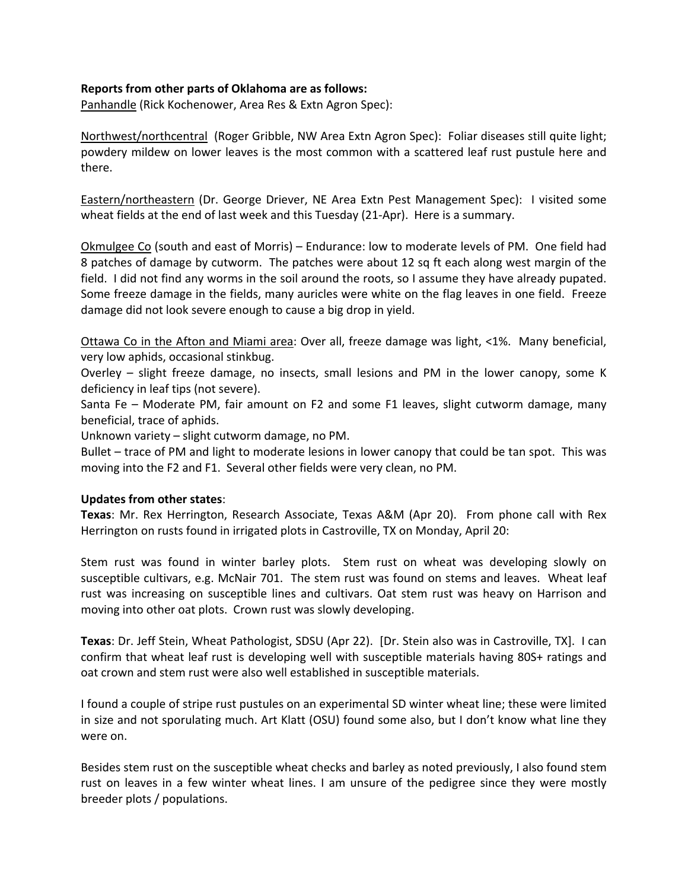**Reports from other parts of Oklahoma are as follows:**

<u>Panhandle</u> (Rick Kochenower, Area Res & Extn Agron Spec):

<u>Northwest/northcentral</u> (Roger Gribble, NW Area Extn Agron Spec): Foliar diseases still quite light; powdery mildew on lower leaves is the most common with a scattered leaf rust pustule here and there.

<u>Eastern/northeastern</u> (Dr. George Driever, NE Area Extn Pest Management Spec): I visited some wheat fields at the end of last week and this Tuesday (21-Apr). Here is a summary.

<u>Okmulgee Co</u> (south and east of Morris) – Endurance: low to moderate levels of PM. One field had 8 patches of damage by cutworm. The patches were about 12 sq ft each along west margin of the field. I did not find any worms in the soil around the roots, so I assume they have already pupated. Some freeze damage in the fields, many auricles were white on the flag leaves in one field. Freeze damage did not look severe enough to cause a big drop in yield.

<u>Ottawa Co in the Afton and Miami area</u>: Over all, freeze damage was light, <1%. Many beneficial, very low aphids, occasional stinkbug.

Overley – slight freeze damage, no insects, small lesions and PM in the lower canopy, some K deficiency in leaf tips (not severe).

Santa Fe – Moderate PM, fair amount on F2 and some F1 leaves, slight cutworm damage, many beneficial, trace of aphids.

Unknown variety – slight cutworm damage, no PM.

Bullet – trace of PM and light to moderate lesions in lower canopy that could be tan spot. This was moving into the F2 and F1. Several other fields were very clean, no PM.

**Updates from other states**:

**Texas**: Mr. Rex Herrington, Research Associate, Texas A&M (Apr 20). From phone call with Rex Herrington on rusts found in irrigated plots in Castroville, TX on Monday, April 20:

Stem rust was found in winter barley plots. Stem rust on wheat was developing slowly on susceptible cultivars, e.g. McNair 701. The stem rust was found on stems and leaves. Wheat leaf rust was increasing on susceptible lines and cultivars. Oat stem rust was heavy on Harrison and moving into other oat plots. Crown rust was slowly developing.

**Texas**: Dr. Jeff Stein, Wheat Pathologist, SDSU (Apr 22). [Dr. Stein also was in Castroville, TX]. I can confirm that wheat leaf rust is developing well with susceptible materials having 80S+ ratings and oat crown and stem rust were also well established in susceptible materials.

I found a couple of stripe rust pustules on an experimental SD winter wheat line; these were limited in size and not sporulating much. Art Klatt (OSU) found some also, but I don't know what line they were on.

Besides stem rust on the susceptible wheat checks and barley as noted previously, I also found stem rust on leaves in a few winter wheat lines. I am unsure of the pedigree since they were mostly breeder plots / populations.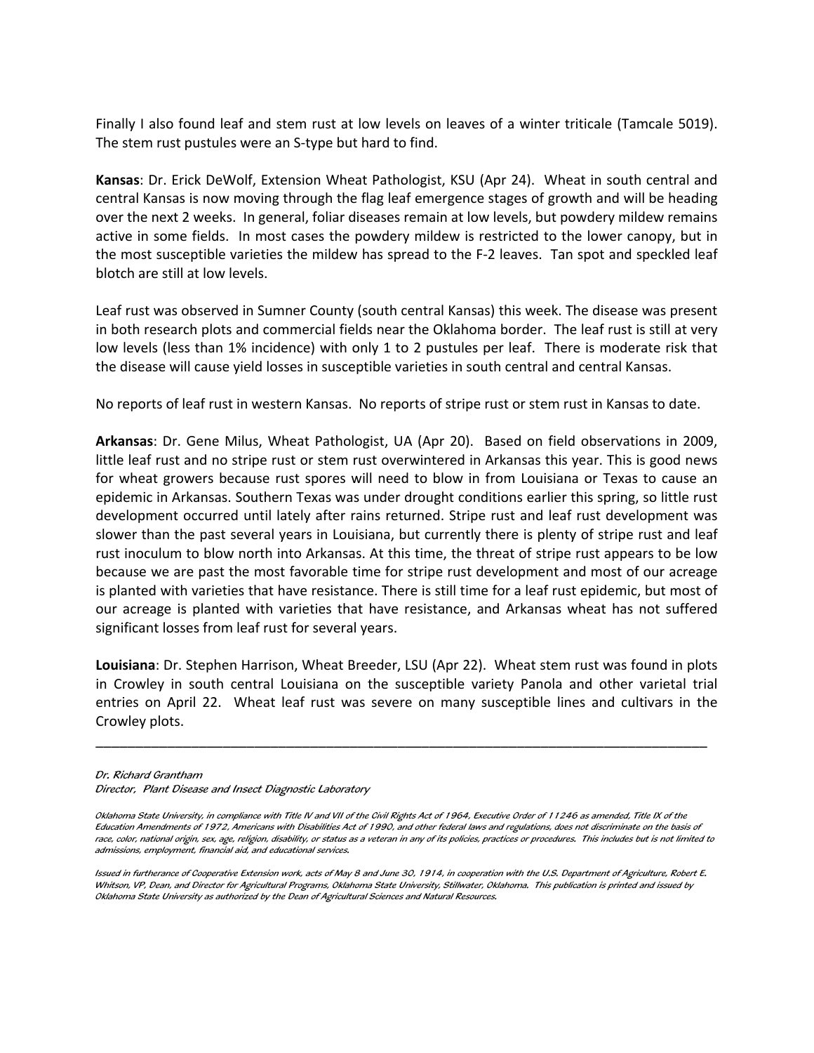Finally I also found leaf and stem rust at low levels on leaves of a winter triticale (Tamcale 5019). The stem rust pustules were an S-type but hard to find.

**Kansas**: Dr. Erick DeWolf, Extension Wheat Pathologist, KSU (Apr 24). Wheat in south central and central Kansas is now moving through the flag leaf emergence stages of growth and will be heading over the next 2 weeks. In general, foliar diseases remain at low levels, but powdery mildew remains active in some fields. In most cases the powdery mildew is restricted to the lower canopy, but in the most susceptible varieties the mildew has spread to the F-2 leaves. Tan spot and speckled leaf blotch are still at low levels.

Leaf rust was observed in Sumner County (south central Kansas) this week. The disease was present in both research plots and commercial fields near the Oklahoma border. The leaf rust is still at very low levels (less than 1% incidence) with only 1 to 2 pustules per leaf. There is moderate risk that the disease will cause yield losses in susceptible varieties in south central and central Kansas.

No reports of leaf rust in western Kansas. No reports of stripe rust or stem rust in Kansas to date.

**Arkansas**: Dr. Gene Milus, Wheat Pathologist, UA (Apr 20). Based on field observations in 2009, little leaf rust and no stripe rust or stem rust overwintered in Arkansas this year. This is good news for wheat growers because rust spores will need to blow in from Louisiana or Texas to cause an epidemic in Arkansas. Southern Texas was under drought conditions earlier this spring, so little rust development occurred until lately after rains returned. Stripe rust and leaf rust development was slower than the past several years in Louisiana, but currently there is plenty of stripe rust and leaf rust inoculum to blow north into Arkansas. At this time, the threat of stripe rust appears to be low because we are past the most favorable time for stripe rust development and most of our acreage is planted with varieties that have resistance. There is still time for a leaf rust epidemic, but most of our acreage is planted with varieties that have resistance, and Arkansas wheat has not suffered significant losses from leaf rust for several years.

**Louisiana**: Dr. Stephen Harrison, Wheat Breeder, LSU (Apr 22). Wheat stem rust was found in plots in Crowley in south central Louisiana on the susceptible variety Panola and other varietal trial entries on April 22. Wheat leaf rust was severe on many susceptible lines and cultivars in the Crowley plots.

---

*Dr. Richard Grantham*
*Director, Plant Disease and Insect Diagnostic Laboratory*

*Oklahoma State University, in compliance with Title IV and VII of the Civil Rights Act of 1964, Executive Order of 11246 as amended, Title IX of the Education Amendments of 1972, Americans with Disabilities Act of 1990, and other federal laws and regulations, does not discriminate on the basis of race, color, national origin, sex, age, religion, disability, or status as a veteran in any of its policies, practices or procedures. This includes but is not limited to admissions, employment, financial aid, and educational services.*

*Issued in furtherance of Cooperative Extension work, acts of May 8 and June 30, 1914, in cooperation with the U.S. Department of Agriculture, Robert E. Whitson, VP, Dean, and Director for Agricultural Programs, Oklahoma State University, Stillwater, Oklahoma. This publication is printed and issued by Oklahoma State University as authorized by the Dean of Agricultural Sciences and Natural Resources.*